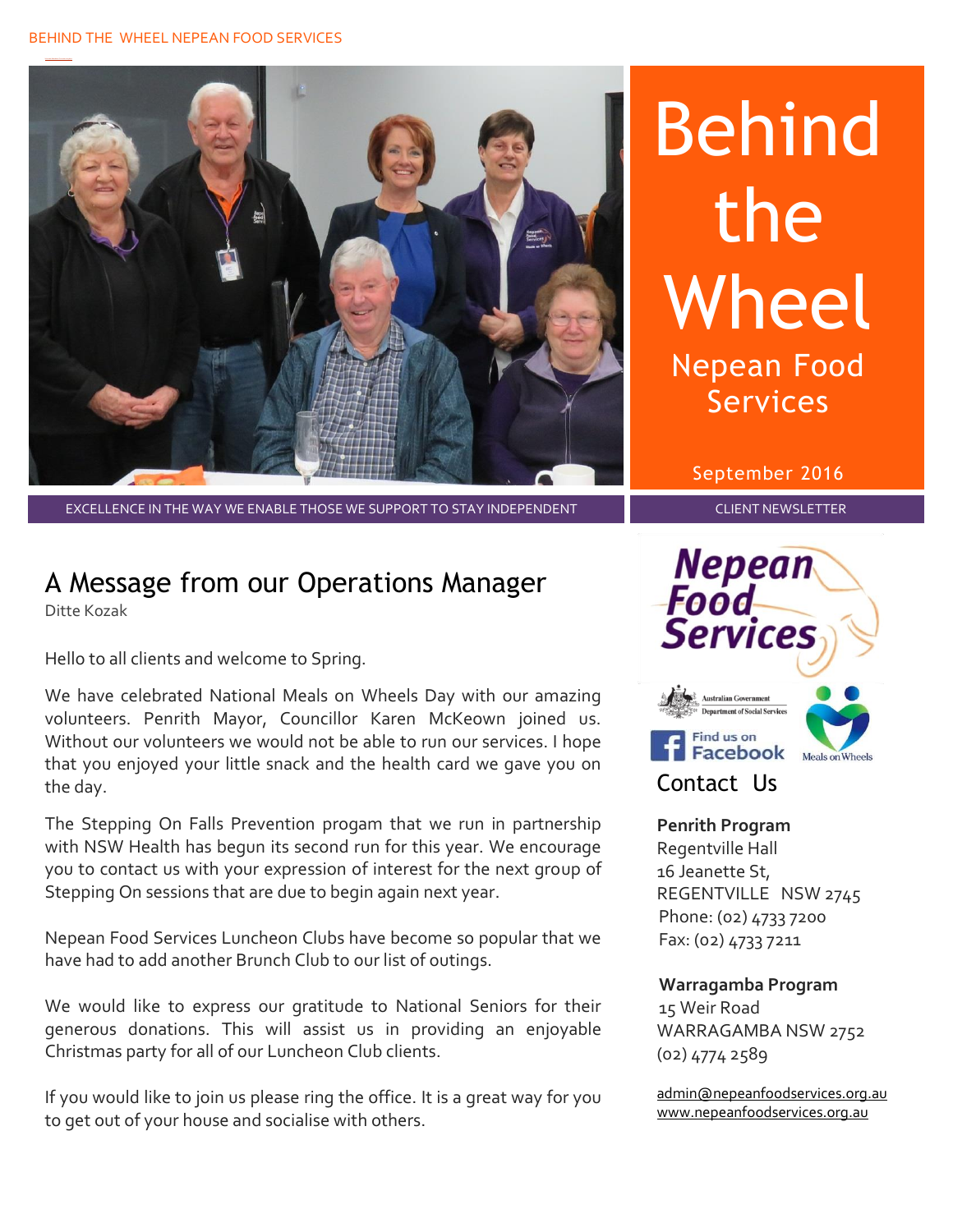# Behind the Wheel

Nepean Food Services

September 2016

EXCELLENCE IN THE WAY WE ENABLE THOSE WE SUPPORT TO STAY INDEPENDENT

CLIENT NEWSLETTER

## A Message from our Operations Manager

Ditte Kozak

Hello to all clients and welcome to Spring.

We have celebrated National Meals on Wheels Day with our amazing volunteers. Penrith Mayor, Councillor Karen McKeown joined us. Without our volunteers we would not be able to run our services. I hope that you enjoyed your little snack and the health card we gave you on the day.

The Stepping On Falls Prevention progam that we run in partnership with NSW Health has begun its second run for this year. We encourage you to contact us with your expression of interest for the next group of Stepping On sessions that are due to begin again next year.

Nepean Food Services Luncheon Clubs have become so popular that we have had to add another Brunch Club to our list of outings.

We would like to express our gratitude to National Seniors for their generous donations. This will assist us in providing an enjoyable Christmas party for all of our Luncheon Club clients.

If you would like to join us please ring the office. It is a great way for you to get out of your house and socialise with others.

Nepean Food Services

Australian Government Department of Social Services

Find us on Facebook

Meals on Wheels

## Contact Us

**Penrith Program**
Regentville Hall
16 Jeanette St,
REGENTVILLE NSW 2745
Phone: (02) 4733 7200
Fax: (02) 4733 7211

**Warragamba Program**
15 Weir Road
WARRAGAMBA NSW 2752
(02) 4774 2589

admin@nepeanfoodservices.org.au
www.nepeanfoodservices.org.au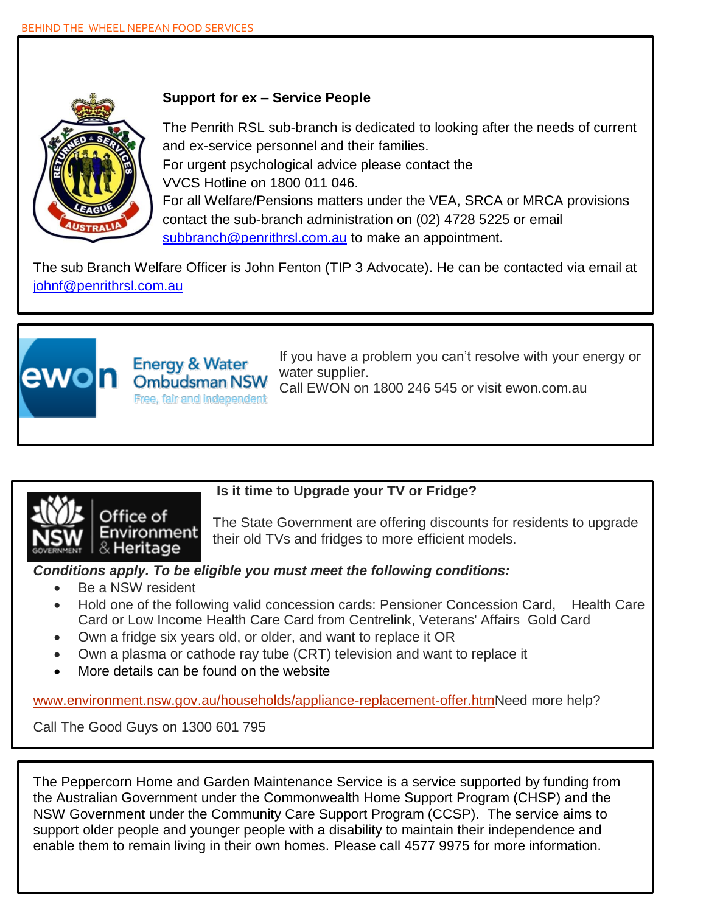### Support for ex – Service People

The Penrith RSL sub-branch is dedicated to looking after the needs of current and ex-service personnel and their families.
For urgent psychological advice please contact the VVCS Hotline on 1800 011 046.
For all Welfare/Pensions matters under the VEA, SRCA or MRCA provisions contact the sub-branch administration on (02) 4728 5225 or email subbranch@penrithrsl.com.au to make an appointment.

The sub Branch Welfare Officer is John Fenton (TIP 3 Advocate). He can be contacted via email at johnf@penrithrsl.com.au

---

Energy & Water Ombudsman NSW

Free, fair and independent

If you have a problem you can't resolve with your energy or water supplier.
Call EWON on 1800 246 545 or visit ewon.com.au

---

### Is it time to Upgrade your TV or Fridge?

The State Government are offering discounts for residents to upgrade their old TVs and fridges to more efficient models.

***Conditions apply. To be eligible you must meet the following conditions:***

- Be a NSW resident
- Hold one of the following valid concession cards: Pensioner Concession Card, Health Care Card or Low Income Health Care Card from Centrelink, Veterans' Affairs Gold Card
- Own a fridge six years old, or older, and want to replace it OR
- Own a plasma or cathode ray tube (CRT) television and want to replace it
- More details can be found on the website

www.environment.nsw.gov.au/households/appliance-replacement-offer.htmNeed more help?

Call The Good Guys on 1300 601 795

---

The Peppercorn Home and Garden Maintenance Service is a service supported by funding from the Australian Government under the Commonwealth Home Support Program (CHSP) and the NSW Government under the Community Care Support Program (CCSP). The service aims to support older people and younger people with a disability to maintain their independence and enable them to remain living in their own homes. Please call 4577 9975 for more information.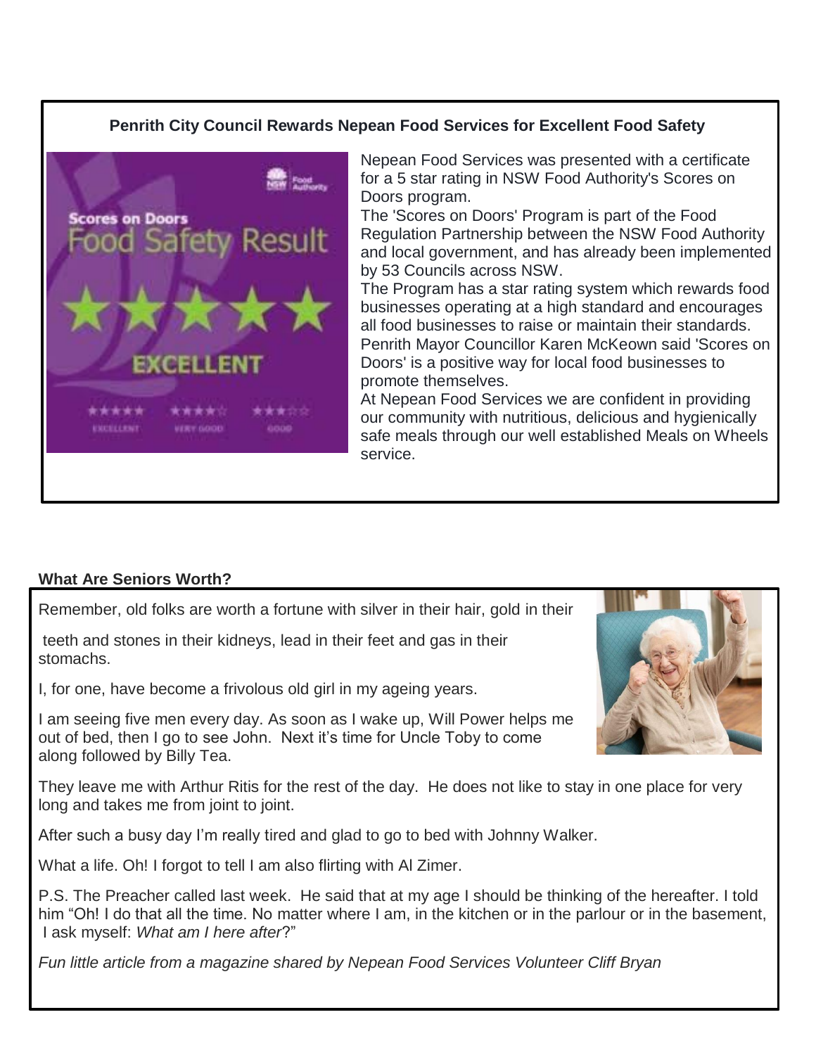## Penrith City Council Rewards Nepean Food Services for Excellent Food Safety

Nepean Food Services was presented with a certificate for a 5 star rating in NSW Food Authority's Scores on Doors program.

The 'Scores on Doors' Program is part of the Food Regulation Partnership between the NSW Food Authority and local government, and has already been implemented by 53 Councils across NSW.

The Program has a star rating system which rewards food businesses operating at a high standard and encourages all food businesses to raise or maintain their standards.

Penrith Mayor Councillor Karen McKeown said 'Scores on Doors' is a positive way for local food businesses to promote themselves.

At Nepean Food Services we are confident in providing our community with nutritious, delicious and hygienically safe meals through our well established Meals on Wheels service.

## What Are Seniors Worth?

Remember, old folks are worth a fortune with silver in their hair, gold in their teeth and stones in their kidneys, lead in their feet and gas in their stomachs.

I, for one, have become a frivolous old girl in my ageing years.

I am seeing five men every day. As soon as I wake up, Will Power helps me out of bed, then I go to see John. Next it's time for Uncle Toby to come along followed by Billy Tea.

They leave me with Arthur Ritis for the rest of the day. He does not like to stay in one place for very long and takes me from joint to joint.

After such a busy day I'm really tired and glad to go to bed with Johnny Walker.

What a life. Oh! I forgot to tell I am also flirting with Al Zimer.

P.S. The Preacher called last week. He said that at my age I should be thinking of the hereafter. I told him "Oh! I do that all the time. No matter where I am, in the kitchen or in the parlour or in the basement, I ask myself: *What am I here after*?"

*Fun little article from a magazine shared by Nepean Food Services Volunteer Cliff Bryan*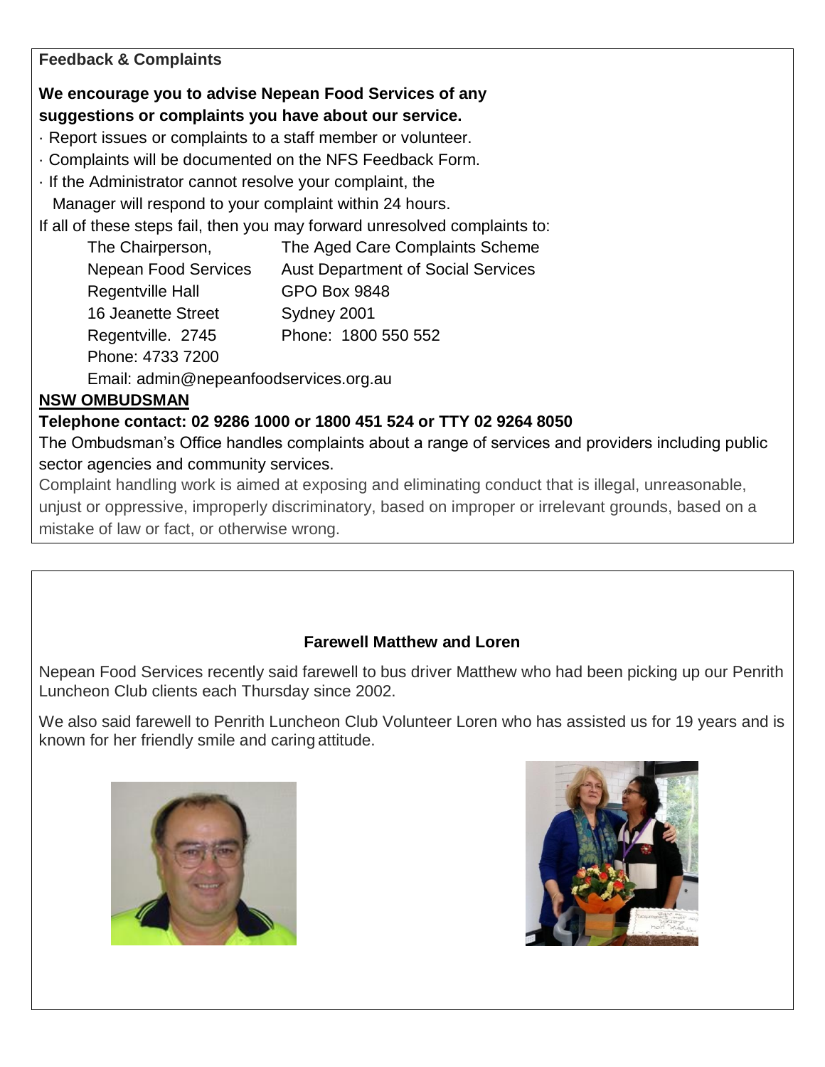**Feedback & Complaints**

**We encourage you to advise Nepean Food Services of any suggestions or complaints you have about our service.**

- Report issues or complaints to a staff member or volunteer.
- Complaints will be documented on the NFS Feedback Form.
- If the Administrator cannot resolve your complaint, the Manager will respond to your complaint within 24 hours.

If all of these steps fail, then you may forward unresolved complaints to:

The Chairperson,
Nepean Food Services
Regentville Hall
16 Jeanette Street
Regentville. 2745
Phone: 4733 7200
Email: admin@nepeanfoodservices.org.au

The Aged Care Complaints Scheme
Aust Department of Social Services
GPO Box 9848
Sydney 2001
Phone: 1800 550 552

**NSW OMBUDSMAN**

**Telephone contact: 02 9286 1000 or 1800 451 524 or TTY 02 9264 8050**

The Ombudsman's Office handles complaints about a range of services and providers including public sector agencies and community services.

Complaint handling work is aimed at exposing and eliminating conduct that is illegal, unreasonable, unjust or oppressive, improperly discriminatory, based on improper or irrelevant grounds, based on a mistake of law or fact, or otherwise wrong.

**Farewell Matthew and Loren**

Nepean Food Services recently said farewell to bus driver Matthew who had been picking up our Penrith Luncheon Club clients each Thursday since 2002.

We also said farewell to Penrith Luncheon Club Volunteer Loren who has assisted us for 19 years and is known for her friendly smile and caring attitude.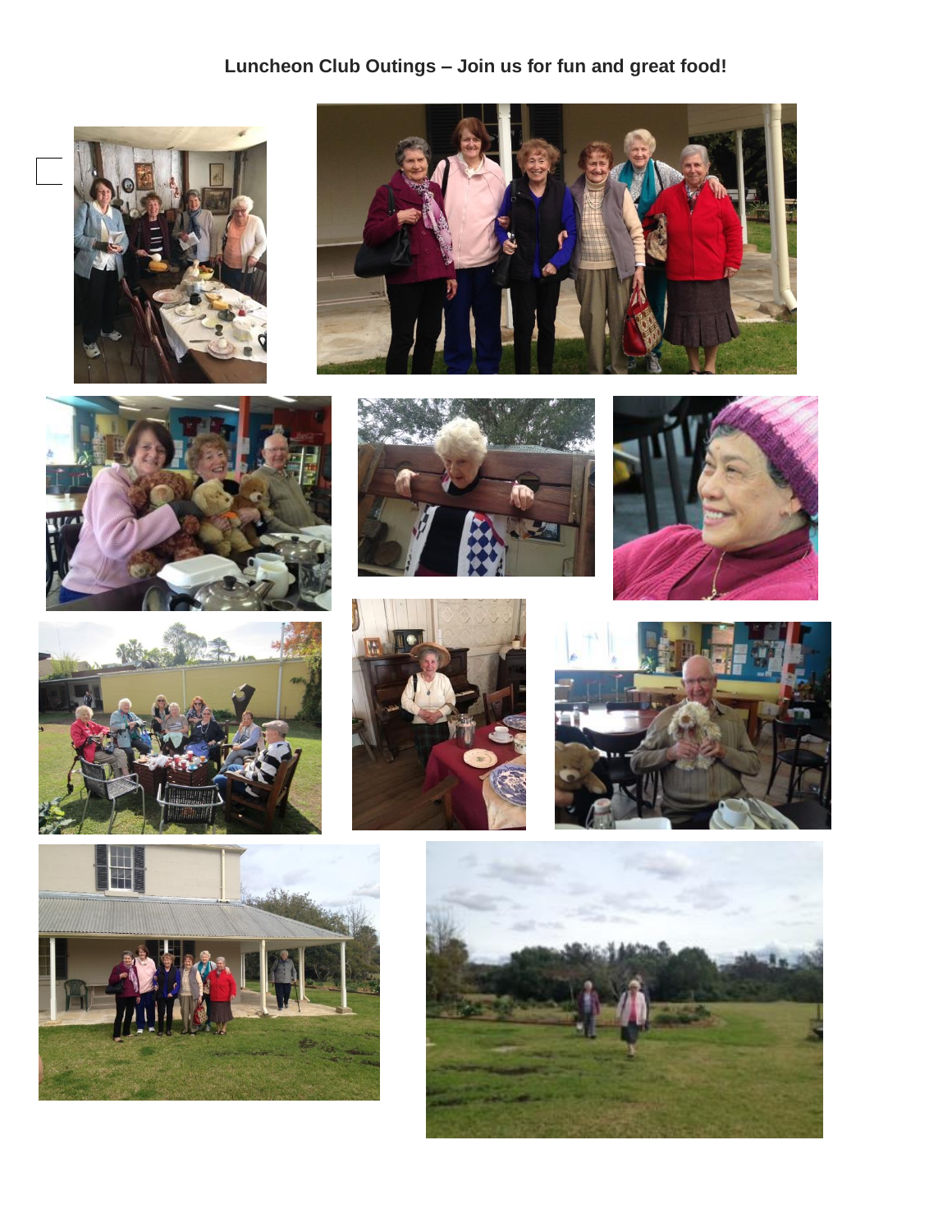**Luncheon Club Outings – Join us for fun and great food!**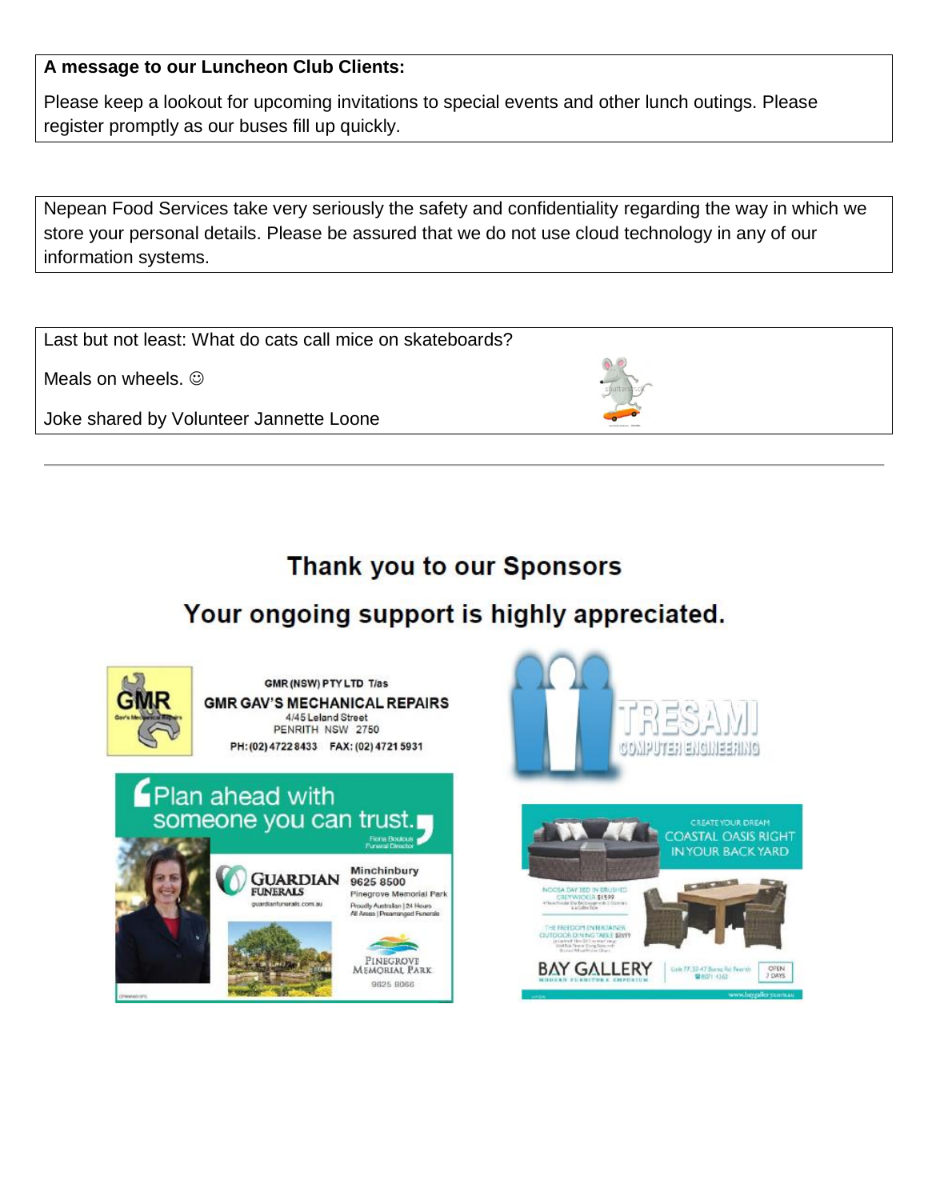**A message to our Luncheon Club Clients:**

Please keep a lookout for upcoming invitations to special events and other lunch outings. Please register promptly as our buses fill up quickly.

Nepean Food Services take very seriously the safety and confidentiality regarding the way in which we store your personal details. Please be assured that we do not use cloud technology in any of our information systems.

Last but not least: What do cats call mice on skateboards?

Meals on wheels. ☺

Joke shared by Volunteer Jannette Loone

---

## Thank you to our Sponsors

## Your ongoing support is highly appreciated.

GMR (NSW) PTY LTD T/as
GMR GAV'S MECHANICAL REPAIRS
4/45 Leland Street
PENRITH NSW 2750
PH: (02) 4722 8433 FAX: (02) 4721 5931

TRESAMI COMPUTER ENGINEERING

Plan ahead with someone you can trust.
Fiona Boulous, Funeral Director
GUARDIAN FUNERALS
guardianfunerals.com.au
Minchinbury 9625 8500
Pinegrove Memorial Park
Proudly Australian | 24 Hours
All Areas | Prearranged Funerals
PINEGROVE MEMORIAL PARK
9625 8066

CREATE YOUR DREAM COASTAL OASIS RIGHT IN YOUR BACK YARD
BAY GALLERY
MODERN FURNITURE EMPORIUM
OPEN 7 DAYS
www.baygallery.com.au